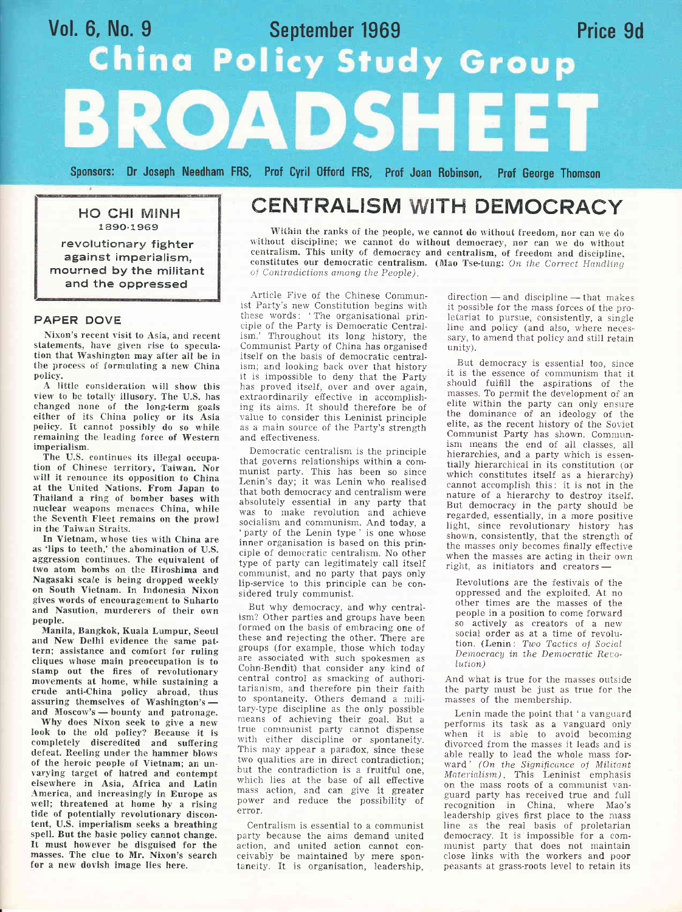Vol. 6, No. 9 September 1969 Price 9d

# China Policy Study Group BROADSHEET

Sponsors: Dr Joseph Needham FRS, Prof Cyril Offord FRS, Prof Joan Robinson, Prof George Thomson

**HO CHI MINH**
**1890-1969**
**revolutionary fighter against imperialism, mourned by the militant and the oppressed**

## PAPER DOVE

Nixon's recent visit to Asia, and recent statements, have given rise to speculation that Washington may after all be in the process of formulating a new China policy.

A little consideration will show this view to be totally illusory. The U.S. has changed none of the long-term goals either of its China policy or its Asia policy. It cannot possibly do so while remaining the leading force of Western imperialism.

The U.S. continues its illegal occupation of Chinese territory, Taiwan. Nor will it renounce its opposition to China at the United Nations. From Japan to Thailand a ring of bomber bases with nuclear weapons menaces China, while the Seventh Fleet remains on the prowl in the Taiwan Straits.

In Vietnam, whose ties with China are as 'lips to teeth,' the abomination of U.S. aggression continues. The equivalent of two atom bombs on the Hiroshima and Nagasaki scale is being dropped weekly on South Vietnam. In Indonesia Nixon gives words of encouragement to Suharto and Nasution, murderers of their own people.

Manila, Bangkok, Kuala Lumpur, Seoul and New Delhi evidence the same pattern; assistance and comfort for ruling cliques whose main preoccupation is to stamp out the fires of revolutionary movements at home, while sustaining a crude anti-China policy abroad, thus assuring themselves of Washington's — and Moscow's — bounty and patronage.

Why does Nixon seek to give a new look to the old policy? Because it is completely discredited and suffering defeat. Reeling under the hammer blows of the heroic people of Vietnam; an unvarying target of hatred and contempt elsewhere in Asia, Africa and Latin America, and increasingly in Europe as well; threatened at home by a rising tide of potentially revolutionary discontent, U.S. imperialism seeks a breathing spell. But the basic policy cannot change. It must however be disguised for the masses. The clue to Mr. Nixon's search for a new dovish image lies here.

## CENTRALISM WITH DEMOCRACY

**Within the ranks of the people, we cannot do without freedom, nor can we do without discipline; we cannot do without democracy, nor can we do without centralism. This unity of democracy and centralism, of freedom and discipline, constitutes our democratic centralism. (Mao Tse-tung: *On the Correct Handling of Contradictions among the People*).**

Article Five of the Chinese Communist Party's new Constitution begins with these words: 'The organisational principle of the Party is Democratic Centralism.' Throughout its long history, the Communist Party of China has organised itself on the basis of democratic centralism; and looking back over that history it is impossible to deny that the Party has proved itself, over and over again, extraordinarily effective in accomplishing its aims. It should therefore be of value to consider this Leninist principle as a main source of the Party's strength and effectiveness.

Democratic centralism is the principle that governs relationships within a communist party. This has been so since Lenin's day; it was Lenin who realised that both democracy and centralism were absolutely essential in any party that was to make revolution and achieve socialism and communism. And today, a 'party of the Lenin type' is one whose inner organisation is based on this principle of democratic centralism. No other type of party can legitimately call itself communist, and no party that pays only lip-service to this principle can be considered truly communist.

But why democracy, and why centralism? Other parties and groups have been formed on the basis of embracing one of these and rejecting the other. There are groups (for example, those which today are associated with such spokesmen as Cohn-Bendit) that consider any kind of central control as smacking of authoritarianism, and therefore pin their faith to spontaneity. Others demand a military-type discipline as the only possible means of achieving their goal. But a true communist party cannot dispense with either discipline or spontaneity. This may appear a paradox, since these two qualities are in direct contradiction; but the contradiction is a fruitful one, which lies at the base of all effective mass action, and can give it greater power and reduce the possibility of error.

Centralism is essential to a communist party because the aims demand united action, and united action cannot conceivably be maintained by mere spontaneity. It is organisation, leadership, direction — and discipline — that makes it possible for the mass forces of the proletariat to pursue, consistently, a single line and policy (and also, where necessary, to amend that policy and still retain unity).

But democracy is essential too, since it is the essence of communism that it should fulfill the aspirations of the masses. To permit the development of an elite within the party can only ensure the dominance of an ideology of the elite, as the recent history of the Soviet Communist Party has shown. Communism means the end of all classes, all hierarchies, and a party which is essentially hierarchical in its constitution (or which constitutes itself as a hierarchy) cannot accomplish this: it is not in the nature of a hierarchy to destroy itself. But democracy in the party should be regarded, essentially, in a more positive light, since revolutionary history has shown, consistently, that the strength of the masses only becomes finally effective when the masses are acting in their own right, as initiators and creators —

> Revolutions are the festivals of the oppressed and the exploited. At no other times are the masses of the people in a position to come forward so actively as creators of a new social order as at a time of revolution. (Lenin: *Two Tactics of Social Democracy in the Democratic Revolution*)

And what is true for the masses outside the party must be just as true for the masses of the membership.

Lenin made the point that 'a vanguard performs its task as a vanguard only when it is able to avoid becoming divorced from the masses it leads and is able really to lead the whole mass forward' *(On the Significance of Militant Materialism)*. This Leninist emphasis on the mass roots of a communist vanguard party has received true and full recognition in China, where Mao's leadership gives first place to the mass line as the real basis of proletarian democracy. It is impossible for a communist party that does not maintain close links with the workers and poor peasants at grass-roots level to retain its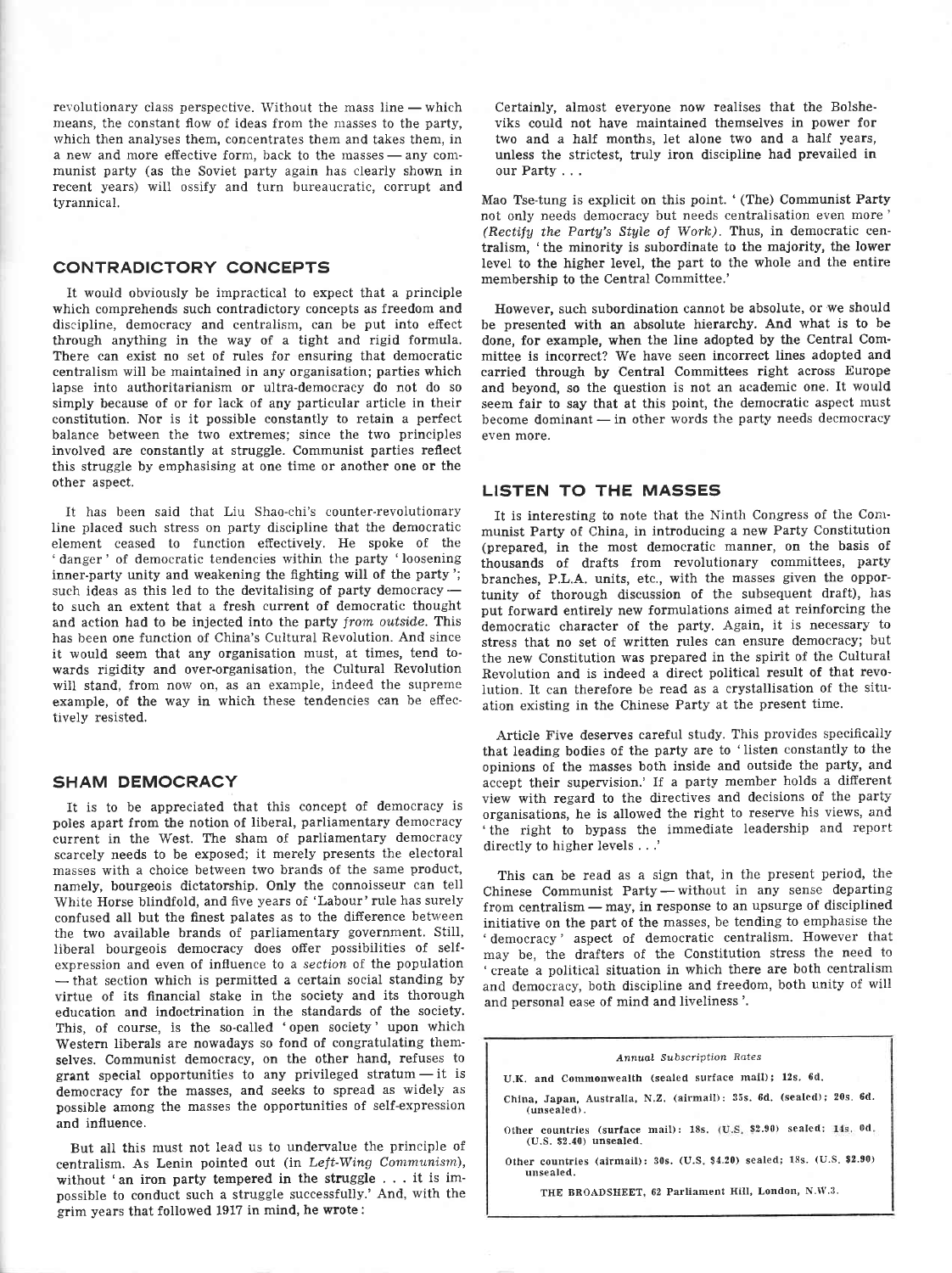revolutionary class perspective. Without the mass line — which means, the constant flow of ideas from the masses to the party, which then analyses them, concentrates them and takes them, in a new and more effective form, back to the masses — any communist party (as the Soviet party again has clearly shown in recent years) will ossify and turn bureaucratic, corrupt and tyrannical.

## CONTRADICTORY CONCEPTS

It would obviously be impractical to expect that a principle which comprehends such contradictory concepts as freedom and discipline, democracy and centralism, can be put into effect through anything in the way of a tight and rigid formula. There can exist no set of rules for ensuring that democratic centralism will be maintained in any organisation; parties which lapse into authoritarianism or ultra-democracy do not do so simply because of or for lack of any particular article in their constitution. Nor is it possible constantly to retain a perfect balance between the two extremes; since the two principles involved are constantly at struggle. Communist parties reflect this struggle by emphasising at one time or another one or the other aspect.

It has been said that Liu Shao-chi's counter-revolutionary line placed such stress on party discipline that the democratic element ceased to function effectively. He spoke of the 'danger' of democratic tendencies within the party 'loosening inner-party unity and weakening the fighting will of the party'; such ideas as this led to the devitalising of party democracy — to such an extent that a fresh current of democratic thought and action had to be injected into the party *from outside*. This has been one function of China's Cultural Revolution. And since it would seem that any organisation must, at times, tend towards rigidity and over-organisation, the Cultural Revolution will stand, from now on, as an example, indeed the supreme example, of the way in which these tendencies can be effectively resisted.

## SHAM DEMOCRACY

It is to be appreciated that this concept of democracy is poles apart from the notion of liberal, parliamentary democracy current in the West. The sham of parliamentary democracy scarcely needs to be exposed; it merely presents the electoral masses with a choice between two brands of the same product, namely, bourgeois dictatorship. Only the connoisseur can tell White Horse blindfold, and five years of 'Labour' rule has surely confused all but the finest palates as to the difference between the two available brands of parliamentary government. Still, liberal bourgeois democracy does offer possibilities of self-expression and even of influence to a *section* of the population — that section which is permitted a certain social standing by virtue of its financial stake in the society and its thorough education and indoctrination in the standards of the society. This, of course, is the so-called 'open society' upon which Western liberals are nowadays so fond of congratulating themselves. Communist democracy, on the other hand, refuses to grant special opportunities to any privileged stratum — it is democracy for the masses, and seeks to spread as widely as possible among the masses the opportunities of self-expression and influence.

But all this must not lead us to undervalue the principle of centralism. As Lenin pointed out (in *Left-Wing Communism*), without 'an iron party tempered in the struggle . . . it is impossible to conduct such a struggle successfully.' And, with the grim years that followed 1917 in mind, he wrote:

> Certainly, almost everyone now realises that the Bolsheviks could not have maintained themselves in power for two and a half months, let alone two and a half years, unless the strictest, truly iron discipline had prevailed in our Party . . .

Mao Tse-tung is explicit on this point. '(The) Communist Party not only needs democracy but needs centralisation even more' (*Rectify the Party's Style of Work*). Thus, in democratic centralism, 'the minority is subordinate to the majority, the lower level to the higher level, the part to the whole and the entire membership to the Central Committee.'

However, such subordination cannot be absolute, or we should be presented with an absolute hierarchy. And what is to be done, for example, when the line adopted by the Central Committee is incorrect? We have seen incorrect lines adopted and carried through by Central Committees right across Europe and beyond, so the question is not an academic one. It would seem fair to say that at this point, the democratic aspect must become dominant — in other words the party needs decmocracy even more.

## LISTEN TO THE MASSES

It is interesting to note that the Ninth Congress of the Communist Party of China, in introducing a new Party Constitution (prepared, in the most democratic manner, on the basis of thousands of drafts from revolutionary committees, party branches, P.L.A. units, etc., with the masses given the opportunity of thorough discussion of the subsequent draft), has put forward entirely new formulations aimed at reinforcing the democratic character of the party. Again, it is necessary to stress that no set of written rules can ensure democracy; but the new Constitution was prepared in the spirit of the Cultural Revolution and is indeed a direct political result of that revolution. It can therefore be read as a crystallisation of the situation existing in the Chinese Party at the present time.

Article Five deserves careful study. This provides specifically that leading bodies of the party are to 'listen constantly to the opinions of the masses both inside and outside the party, and accept their supervision.' If a party member holds a different view with regard to the directives and decisions of the party organisations, he is allowed the right to reserve his views, and 'the right to bypass the immediate leadership and report directly to higher levels . . .'

This can be read as a sign that, in the present period, the Chinese Communist Party — without in any sense departing from centralism — may, in response to an upsurge of disciplined initiative on the part of the masses, be tending to emphasise the 'democracy' aspect of democratic centralism. However that may be, the drafters of the Constitution stress the need to 'create a political situation in which there are both centralism and democracy, both discipline and freedom, both unity of will and personal ease of mind and liveliness'.

*Annual Subscription Rates*

U.K. and Commonwealth (sealed surface mail): 12s. 6d.

China, Japan, Australia, N.Z. (airmail): 35s. 6d. (sealed); 20s. 6d. (unsealed).

Other countries (surface mail): 18s. (U.S. $2.90) sealed; 14s. 0d. (U.S. $2.40) unsealed.

Other countries (airmail): 30s. (U.S. $4.20) sealed; 18s. (U.S. $2.90) unsealed.

THE BROADSHEET, 62 Parliament Hill, London, N.W.3.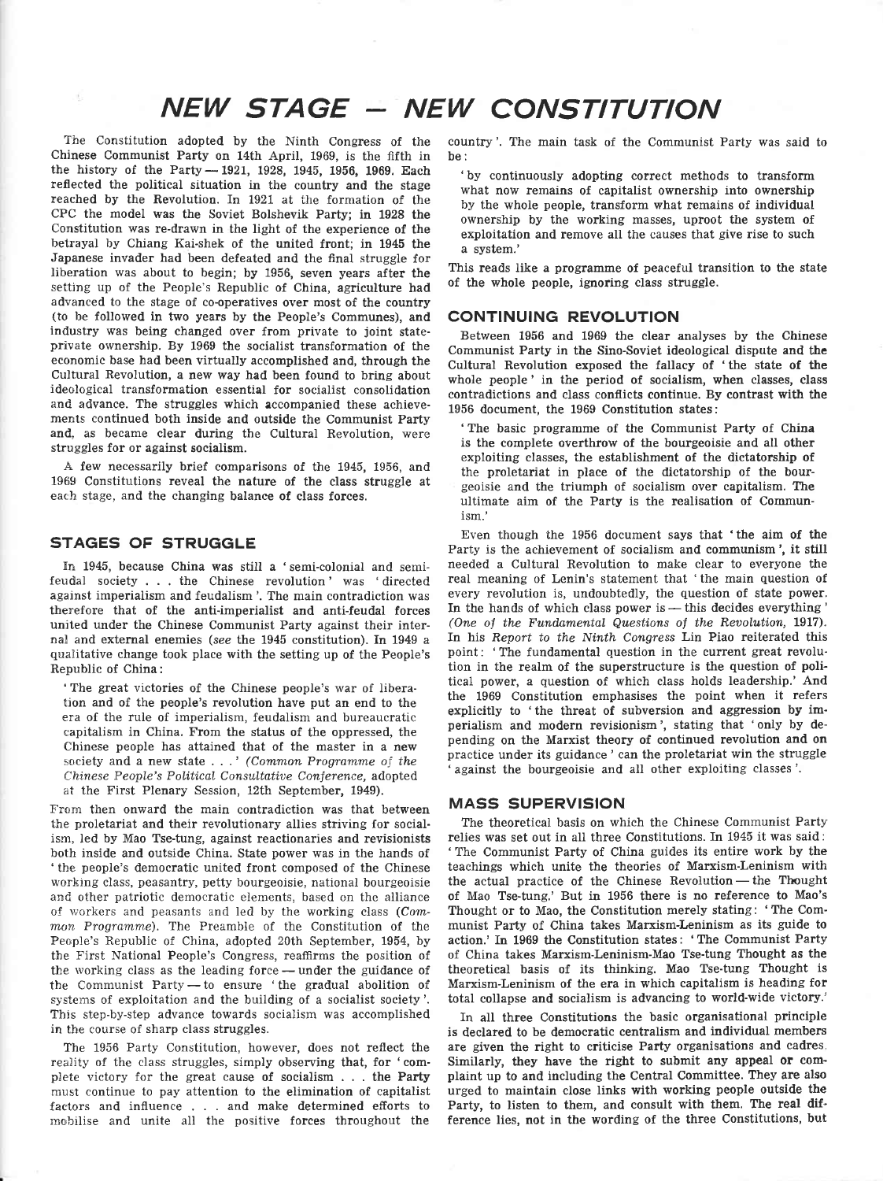# NEW STAGE — NEW CONSTITUTION

The Constitution adopted by the Ninth Congress of the Chinese Communist Party on 14th April, 1969, is the fifth in the history of the Party — 1921, 1928, 1945, 1956, 1969. Each reflected the political situation in the country and the stage reached by the Revolution. In 1921 at the formation of the CPC the model was the Soviet Bolshevik Party; in 1928 the Constitution was re-drawn in the light of the experience of the betrayal by Chiang Kai-shek of the united front; in 1945 the Japanese invader had been defeated and the final struggle for liberation was about to begin; by 1956, seven years after the setting up of the People's Republic of China, agriculture had advanced to the stage of co-operatives over most of the country (to be followed in two years by the People's Communes), and industry was being changed over from private to joint state-private ownership. By 1969 the socialist transformation of the economic base had been virtually accomplished and, through the Cultural Revolution, a new way had been found to bring about ideological transformation essential for socialist consolidation and advance. The struggles which accompanied these achievements continued both inside and outside the Communist Party and, as became clear during the Cultural Revolution, were struggles for or against socialism.

A few necessarily brief comparisons of the 1945, 1956, and 1969 Constitutions reveal the nature of the class struggle at each stage, and the changing balance of class forces.

## STAGES OF STRUGGLE

In 1945, because China was still a 'semi-colonial and semi-feudal society . . . the Chinese revolution' was 'directed against imperialism and feudalism'. The main contradiction was therefore that of the anti-imperialist and anti-feudal forces united under the Chinese Communist Party against their internal and external enemies (*see* the 1945 constitution). In 1949 a qualitative change took place with the setting up of the People's Republic of China:

> 'The great victories of the Chinese people's war of liberation and of the people's revolution have put an end to the era of the rule of imperialism, feudalism and bureaucratic capitalism in China. From the status of the oppressed, the Chinese people has attained that of the master in a new society and a new state . . .' (*Common Programme of the Chinese People's Political Consultative Conference*, adopted at the First Plenary Session, 12th September, 1949).

From then onward the main contradiction was that between the proletariat and their revolutionary allies striving for socialism, led by Mao Tse-tung, against reactionaries and revisionists both inside and outside China. State power was in the hands of 'the people's democratic united front composed of the Chinese working class, peasantry, petty bourgeoisie, national bourgeoisie and other patriotic democratic elements, based on the alliance of workers and peasants and led by the working class (*Common Programme*). The Preamble of the Constitution of the People's Republic of China, adopted 20th September, 1954, by the First National People's Congress, reaffirms the position of the working class as the leading force — under the guidance of the Communist Party — to ensure 'the gradual abolition of systems of exploitation and the building of a socialist society'. This step-by-step advance towards socialism was accomplished in the course of sharp class struggles.

The 1956 Party Constitution, however, does not reflect the reality of the class struggles, simply observing that, for 'complete victory for the great cause of socialism . . . the Party must continue to pay attention to the elimination of capitalist factors and influence . . . and make determined efforts to mobilise and unite all the positive forces throughout the country'. The main task of the Communist Party was said to be:

> 'by continuously adopting correct methods to transform what now remains of capitalist ownership into ownership by the whole people, transform what remains of individual ownership by the working masses, uproot the system of exploitation and remove all the causes that give rise to such a system.'

This reads like a programme of peaceful transition to the state of the whole people, ignoring class struggle.

## CONTINUING REVOLUTION

Between 1956 and 1969 the clear analyses by the Chinese Communist Party in the Sino-Soviet ideological dispute and the Cultural Revolution exposed the fallacy of 'the state of the whole people' in the period of socialism, when classes, class contradictions and class conflicts continue. By contrast with the 1956 document, the 1969 Constitution states:

> 'The basic programme of the Communist Party of China is the complete overthrow of the bourgeoisie and all other exploiting classes, the establishment of the dictatorship of the proletariat in place of the dictatorship of the bourgeoisie and the triumph of socialism over capitalism. The ultimate aim of the Party is the realisation of Communism.'

Even though the 1956 document says that 'the aim of the Party is the achievement of socialism and communism', it still needed a Cultural Revolution to make clear to everyone the real meaning of Lenin's statement that 'the main question of every revolution is, undoubtedly, the question of state power. In the hands of which class power is — this decides everything' (*One of the Fundamental Questions of the Revolution*, 1917). In his *Report to the Ninth Congress* Lin Piao reiterated this point: 'The fundamental question in the current great revolution in the realm of the superstructure is the question of political power, a question of which class holds leadership.' And the 1969 Constitution emphasises the point when it refers explicitly to 'the threat of subversion and aggression by imperialism and modern revisionism', stating that 'only by depending on the Marxist theory of continued revolution and on practice under its guidance' can the proletariat win the struggle 'against the bourgeoisie and all other exploiting classes'.

## MASS SUPERVISION

The theoretical basis on which the Chinese Communist Party relies was set out in all three Constitutions. In 1945 it was said: 'The Communist Party of China guides its entire work by the teachings which unite the theories of Marxism-Leninism with the actual practice of the Chinese Revolution — the Thought of Mao Tse-tung.' But in 1956 there is no reference to Mao's Thought or to Mao, the Constitution merely stating: 'The Communist Party of China takes Marxism-Leninism as its guide to action.' In 1969 the Constitution states: 'The Communist Party of China takes Marxism-Leninism-Mao Tse-tung Thought as the theoretical basis of its thinking. Mao Tse-tung Thought is Marxism-Leninism of the era in which capitalism is heading for total collapse and socialism is advancing to world-wide victory.'

In all three Constitutions the basic organisational principle is declared to be democratic centralism and individual members are given the right to criticise Party organisations and cadres. Similarly, they have the right to submit any appeal or complaint up to and including the Central Committee. They are also urged to maintain close links with working people outside the Party, to listen to them, and consult with them. The real difference lies, not in the wording of the three Constitutions, but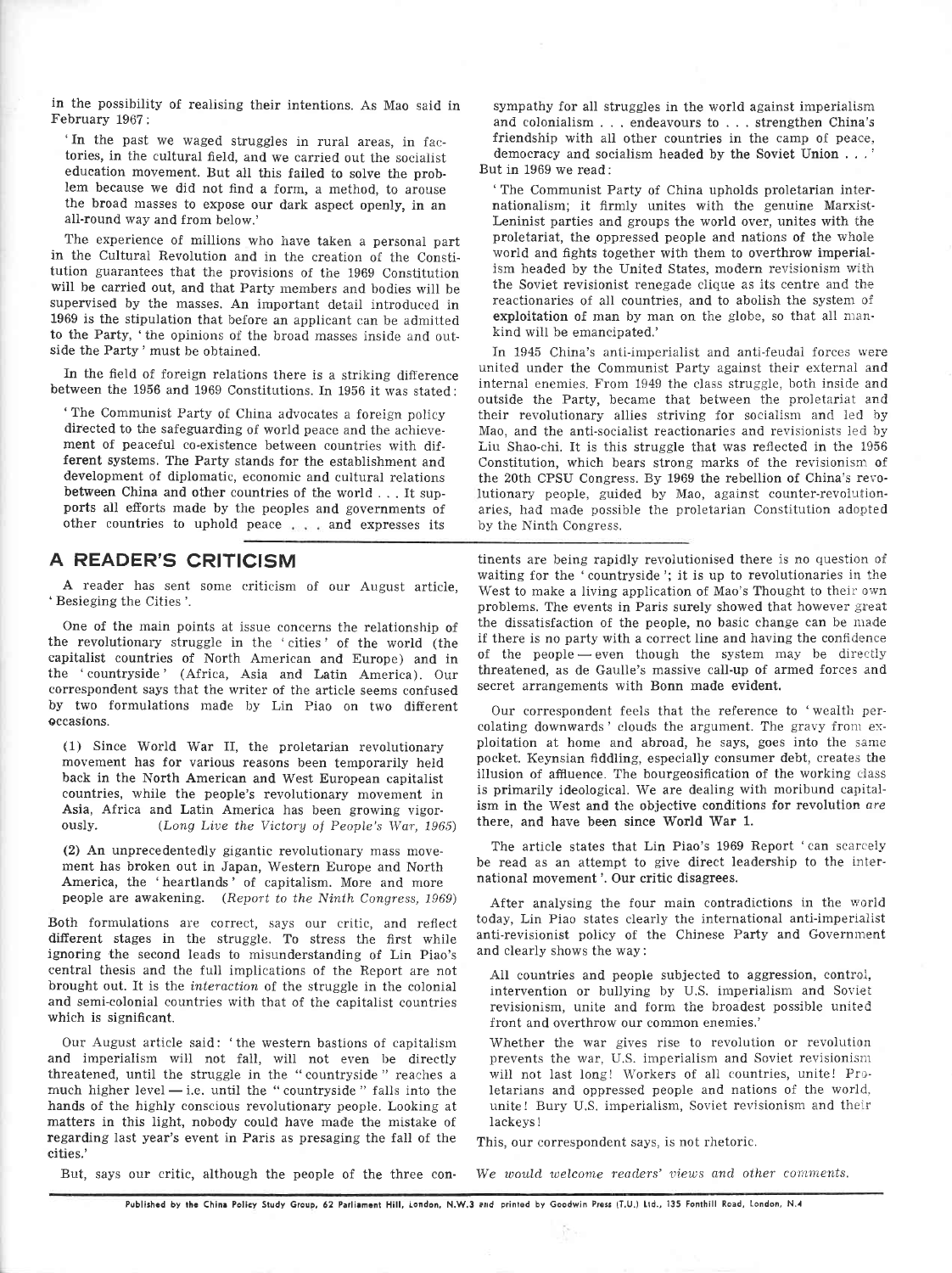in the possibility of realising their intentions. As Mao said in February 1967:

> 'In the past we waged struggles in rural areas, in factories, in the cultural field, and we carried out the socialist education movement. But all this failed to solve the problem because we did not find a form, a method, to arouse the broad masses to expose our dark aspect openly, in an all-round way and from below.'

The experience of millions who have taken a personal part in the Cultural Revolution and in the creation of the Constitution guarantees that the provisions of the 1969 Constitution will be carried out, and that Party members and bodies will be supervised by the masses. An important detail introduced in 1969 is the stipulation that before an applicant can be admitted to the Party, 'the opinions of the broad masses inside and outside the Party' must be obtained.

In the field of foreign relations there is a striking difference between the 1956 and 1969 Constitutions. In 1956 it was stated:

> 'The Communist Party of China advocates a foreign policy directed to the safeguarding of world peace and the achievement of peaceful co-existence between countries with different systems. The Party stands for the establishment and development of diplomatic, economic and cultural relations between China and other countries of the world . . . It supports all efforts made by the peoples and governments of other countries to uphold peace . . . and expresses its sympathy for all struggles in the world against imperialism and colonialism . . . endeavours to . . . strengthen China's friendship with all other countries in the camp of peace, democracy and socialism headed by the Soviet Union . . .'

But in 1969 we read:

> 'The Communist Party of China upholds proletarian internationalism; it firmly unites with the genuine Marxist-Leninist parties and groups the world over, unites with the proletariat, the oppressed people and nations of the whole world and fights together with them to overthrow imperialism headed by the United States, modern revisionism with the Soviet revisionist renegade clique as its centre and the reactionaries of all countries, and to abolish the system of exploitation of man by man on the globe, so that all mankind will be emancipated.'

In 1945 China's anti-imperialist and anti-feudal forces were united under the Communist Party against their external and internal enemies. From 1949 the class struggle, both inside and outside the Party, became that between the proletariat and their revolutionary allies striving for socialism and led by Mao, and the anti-socialist reactionaries and revisionists led by Liu Shao-chi. It is this struggle that was reflected in the 1956 Constitution, which bears strong marks of the revisionism of the 20th CPSU Congress. By 1969 the rebellion of China's revolutionary people, guided by Mao, against counter-revolutionaries, had made possible the proletarian Constitution adopted by the Ninth Congress.

## A READER'S CRITICISM

A reader has sent some criticism of our August article, 'Besieging the Cities'.

One of the main points at issue concerns the relationship of the revolutionary struggle in the 'cities' of the world (the capitalist countries of North American and Europe) and in the 'countryside' (Africa, Asia and Latin America). Our correspondent says that the writer of the article seems confused by two formulations made by Lin Piao on two different occasions.

> (1) Since World War II, the proletarian revolutionary movement has for various reasons been temporarily held back in the North American and West European capitalist countries, while the people's revolutionary movement in Asia, Africa and Latin America has been growing vigorously. *(Long Live the Victory of People's War, 1965)*

> (2) An unprecedentedly gigantic revolutionary mass movement has broken out in Japan, Western Europe and North America, the 'heartlands' of capitalism. More and more people are awakening. *(Report to the Ninth Congress, 1969)*

Both formulations are correct, says our critic, and reflect different stages in the struggle. To stress the first while ignoring the second leads to misunderstanding of Lin Piao's central thesis and the full implications of the Report are not brought out. It is the *interaction* of the struggle in the colonial and semi-colonial countries with that of the capitalist countries which is significant.

Our August article said: 'the western bastions of capitalism and imperialism will not fall, will not even be directly threatened, until the struggle in the "countryside" reaches a much higher level — i.e. until the "countryside" falls into the hands of the highly conscious revolutionary people. Looking at matters in this light, nobody could have made the mistake of regarding last year's event in Paris as presaging the fall of the cities.'

But, says our critic, although the people of the three continents are being rapidly revolutionised there is no question of waiting for the 'countryside'; it is up to revolutionaries in the West to make a living application of Mao's Thought to their own problems. The events in Paris surely showed that however great the dissatisfaction of the people, no basic change can be made if there is no party with a correct line and having the confidence of the people — even though the system may be directly threatened, as de Gaulle's massive call-up of armed forces and secret arrangements with Bonn made evident.

Our correspondent feels that the reference to 'wealth percolating downwards' clouds the argument. The gravy from exploitation at home and abroad, he says, goes into the same pocket. Keynsian fiddling, especially consumer debt, creates the illusion of affluence. The bourgeoisification of the working class is primarily ideological. We are dealing with moribund capitalism in the West and the objective conditions for revolution *are* there, and have been since World War 1.

The article states that Lin Piao's 1969 Report 'can scarcely be read as an attempt to give direct leadership to the international movement'. Our critic disagrees.

After analysing the four main contradictions in the world today, Lin Piao states clearly the international anti-imperialist anti-revisionist policy of the Chinese Party and Government and clearly shows the way:

> All countries and people subjected to aggression, control, intervention or bullying by U.S. imperialism and Soviet revisionism, unite and form the broadest possible united front and overthrow our common enemies.'

> Whether the war gives rise to revolution or revolution prevents the war, U.S. imperialism and Soviet revisionism will not last long! Workers of all countries, unite! Proletarians and oppressed people and nations of the world, unite! Bury U.S. imperialism, Soviet revisionism and their lackeys!

This, our correspondent says, is not rhetoric.

*We would welcome readers' views and other comments.*

Published by the China Policy Study Group, 62 Parliament Hill, London, N.W.3 and printed by Goodwin Press (T.U.) Ltd., 135 Fonthill Road, London, N.4